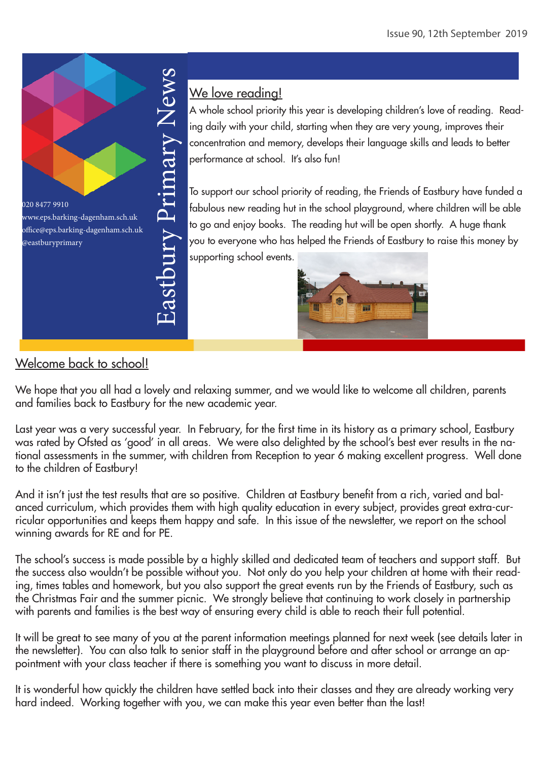Issue 90, 12th September 2019

# Eastbury Primary News

020 8477 9910
www.eps.barking-dagenham.sch.uk
office@eps.barking-dagenham.sch.uk
@eastburyprimary

## We love reading!

A whole school priority this year is developing children's love of reading. Reading daily with your child, starting when they are very young, improves their concentration and memory, develops their language skills and leads to better performance at school. It's also fun!

To support our school priority of reading, the Friends of Eastbury have funded a fabulous new reading hut in the school playground, where children will be able to go and enjoy books. The reading hut will be open shortly. A huge thank you to everyone who has helped the Friends of Eastbury to raise this money by supporting school events.

## Welcome back to school!

We hope that you all had a lovely and relaxing summer, and we would like to welcome all children, parents and families back to Eastbury for the new academic year.

Last year was a very successful year. In February, for the first time in its history as a primary school, Eastbury was rated by Ofsted as 'good' in all areas. We were also delighted by the school's best ever results in the national assessments in the summer, with children from Reception to year 6 making excellent progress. Well done to the children of Eastbury!

And it isn't just the test results that are so positive. Children at Eastbury benefit from a rich, varied and balanced curriculum, which provides them with high quality education in every subject, provides great extra-curricular opportunities and keeps them happy and safe. In this issue of the newsletter, we report on the school winning awards for RE and for PE.

The school's success is made possible by a highly skilled and dedicated team of teachers and support staff. But the success also wouldn't be possible without you. Not only do you help your children at home with their reading, times tables and homework, but you also support the great events run by the Friends of Eastbury, such as the Christmas Fair and the summer picnic. We strongly believe that continuing to work closely in partnership with parents and families is the best way of ensuring every child is able to reach their full potential.

It will be great to see many of you at the parent information meetings planned for next week (see details later in the newsletter). You can also talk to senior staff in the playground before and after school or arrange an appointment with your class teacher if there is something you want to discuss in more detail.

It is wonderful how quickly the children have settled back into their classes and they are already working very hard indeed. Working together with you, we can make this year even better than the last!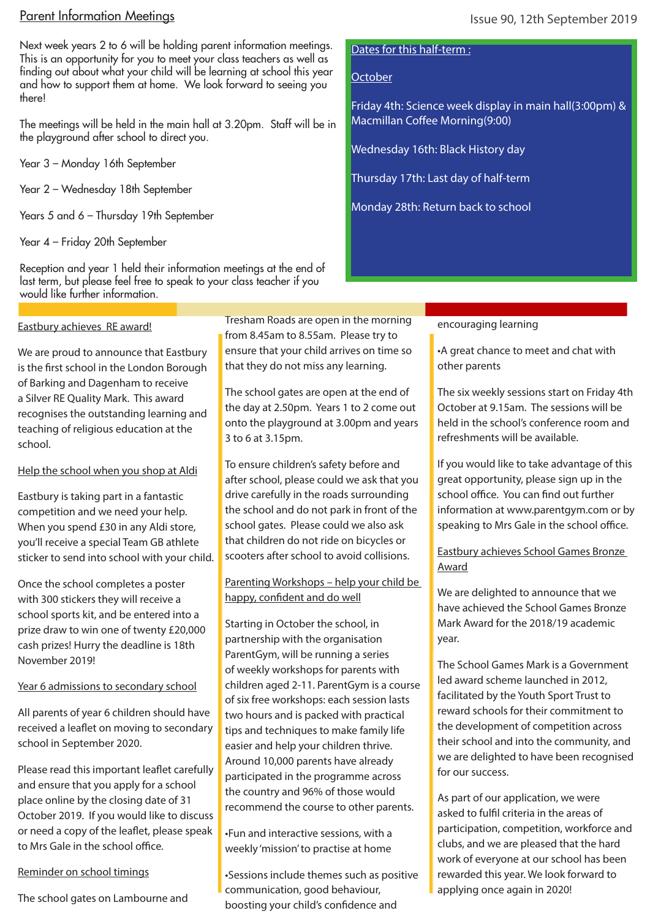## Parent Information Meetings

Next week years 2 to 6 will be holding parent information meetings. This is an opportunity for you to meet your class teachers as well as finding out about what your child will be learning at school this year and how to support them at home. We look forward to seeing you there!

The meetings will be held in the main hall at 3.20pm. Staff will be in the playground after school to direct you.

Year 3 – Monday 16th September

Year 2 – Wednesday 18th September

Years 5 and 6 – Thursday 19th September

Year 4 – Friday 20th September

Reception and year 1 held their information meetings at the end of last term, but please feel free to speak to your class teacher if you would like further information.

### Dates for this half-term :

**October**

Friday 4th: Science week display in main hall(3:00pm) & Macmillan Coffee Morning(9:00)

Wednesday 16th: Black History day

Thursday 17th: Last day of half-term

Monday 28th: Return back to school

### Eastbury achieves RE award!

We are proud to announce that Eastbury is the first school in the London Borough of Barking and Dagenham to receive a Silver RE Quality Mark. This award recognises the outstanding learning and teaching of religious education at the school.

### Help the school when you shop at Aldi

Eastbury is taking part in a fantastic competition and we need your help. When you spend £30 in any Aldi store, you'll receive a special Team GB athlete sticker to send into school with your child.

Once the school completes a poster with 300 stickers they will receive a school sports kit, and be entered into a prize draw to win one of twenty £20,000 cash prizes! Hurry the deadline is 18th November 2019!

### Year 6 admissions to secondary school

All parents of year 6 children should have received a leaflet on moving to secondary school in September 2020.

Please read this important leaflet carefully and ensure that you apply for a school place online by the closing date of 31 October 2019. If you would like to discuss or need a copy of the leaflet, please speak to Mrs Gale in the school office.

### Reminder on school timings

The school gates on Lambourne and Tresham Roads are open in the morning from 8.45am to 8.55am. Please try to ensure that your child arrives on time so that they do not miss any learning.

The school gates are open at the end of the day at 2.50pm. Years 1 to 2 come out onto the playground at 3.00pm and years 3 to 6 at 3.15pm.

To ensure children's safety before and after school, please could we ask that you drive carefully in the roads surrounding the school and do not park in front of the school gates. Please could we also ask that children do not ride on bicycles or scooters after school to avoid collisions.

### Parenting Workshops – help your child be happy, confident and do well

Starting in October the school, in partnership with the organisation ParentGym, will be running a series of weekly workshops for parents with children aged 2-11. ParentGym is a course of six free workshops: each session lasts two hours and is packed with practical tips and techniques to make family life easier and help your children thrive. Around 10,000 parents have already participated in the programme across the country and 96% of those would recommend the course to other parents.

- Fun and interactive sessions, with a weekly 'mission' to practise at home
- Sessions include themes such as positive communication, good behaviour, boosting your child's confidence and encouraging learning
- A great chance to meet and chat with other parents

The six weekly sessions start on Friday 4th October at 9.15am. The sessions will be held in the school's conference room and refreshments will be available.

If you would like to take advantage of this great opportunity, please sign up in the school office. You can find out further information at www.parentgym.com or by speaking to Mrs Gale in the school office.

### Eastbury achieves School Games Bronze Award

We are delighted to announce that we have achieved the School Games Bronze Mark Award for the 2018/19 academic year.

The School Games Mark is a Government led award scheme launched in 2012, facilitated by the Youth Sport Trust to reward schools for their commitment to the development of competition across their school and into the community, and we are delighted to have been recognised for our success.

As part of our application, we were asked to fulfil criteria in the areas of participation, competition, workforce and clubs, and we are pleased that the hard work of everyone at our school has been rewarded this year. We look forward to applying once again in 2020!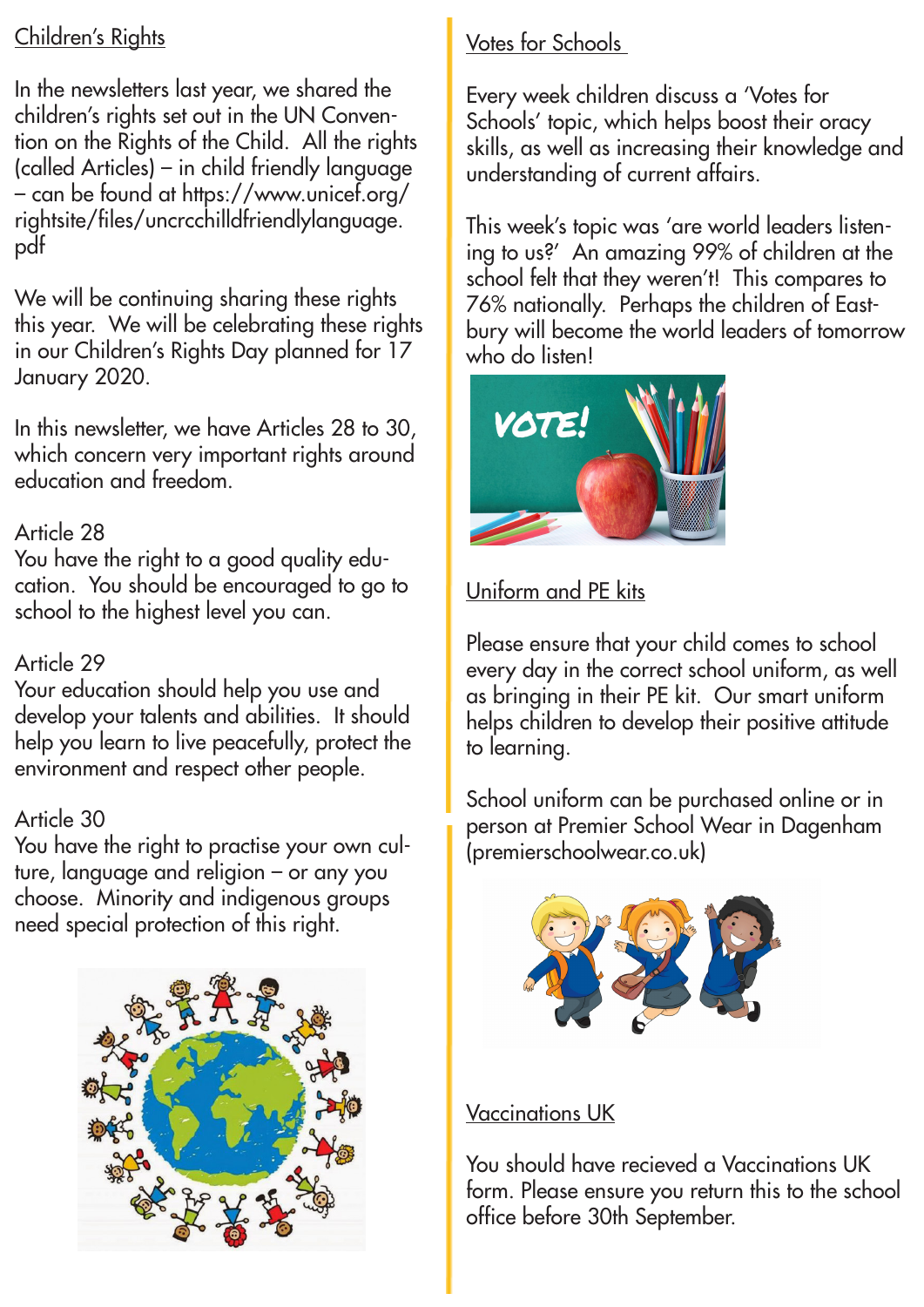## Children's Rights

In the newsletters last year, we shared the children's rights set out in the UN Convention on the Rights of the Child. All the rights (called Articles) – in child friendly language – can be found at https://www.unicef.org/rightsite/files/uncrcchilldfriendlylanguage.pdf

We will be continuing sharing these rights this year. We will be celebrating these rights in our Children's Rights Day planned for 17 January 2020.

In this newsletter, we have Articles 28 to 30, which concern very important rights around education and freedom.

Article 28
You have the right to a good quality education. You should be encouraged to go to school to the highest level you can.

Article 29
Your education should help you use and develop your talents and abilities. It should help you learn to live peacefully, protect the environment and respect other people.

Article 30
You have the right to practise your own culture, language and religion – or any you choose. Minority and indigenous groups need special protection of this right.

## Votes for Schools

Every week children discuss a 'Votes for Schools' topic, which helps boost their oracy skills, as well as increasing their knowledge and understanding of current affairs.

This week's topic was 'are world leaders listening to us?' An amazing 99% of children at the school felt that they weren't! This compares to 76% nationally. Perhaps the children of Eastbury will become the world leaders of tomorrow who do listen!

## Uniform and PE kits

Please ensure that your child comes to school every day in the correct school uniform, as well as bringing in their PE kit. Our smart uniform helps children to develop their positive attitude to learning.

School uniform can be purchased online or in person at Premier School Wear in Dagenham (premierschoolwear.co.uk)

## Vaccinations UK

You should have recieved a Vaccinations UK form. Please ensure you return this to the school office before 30th September.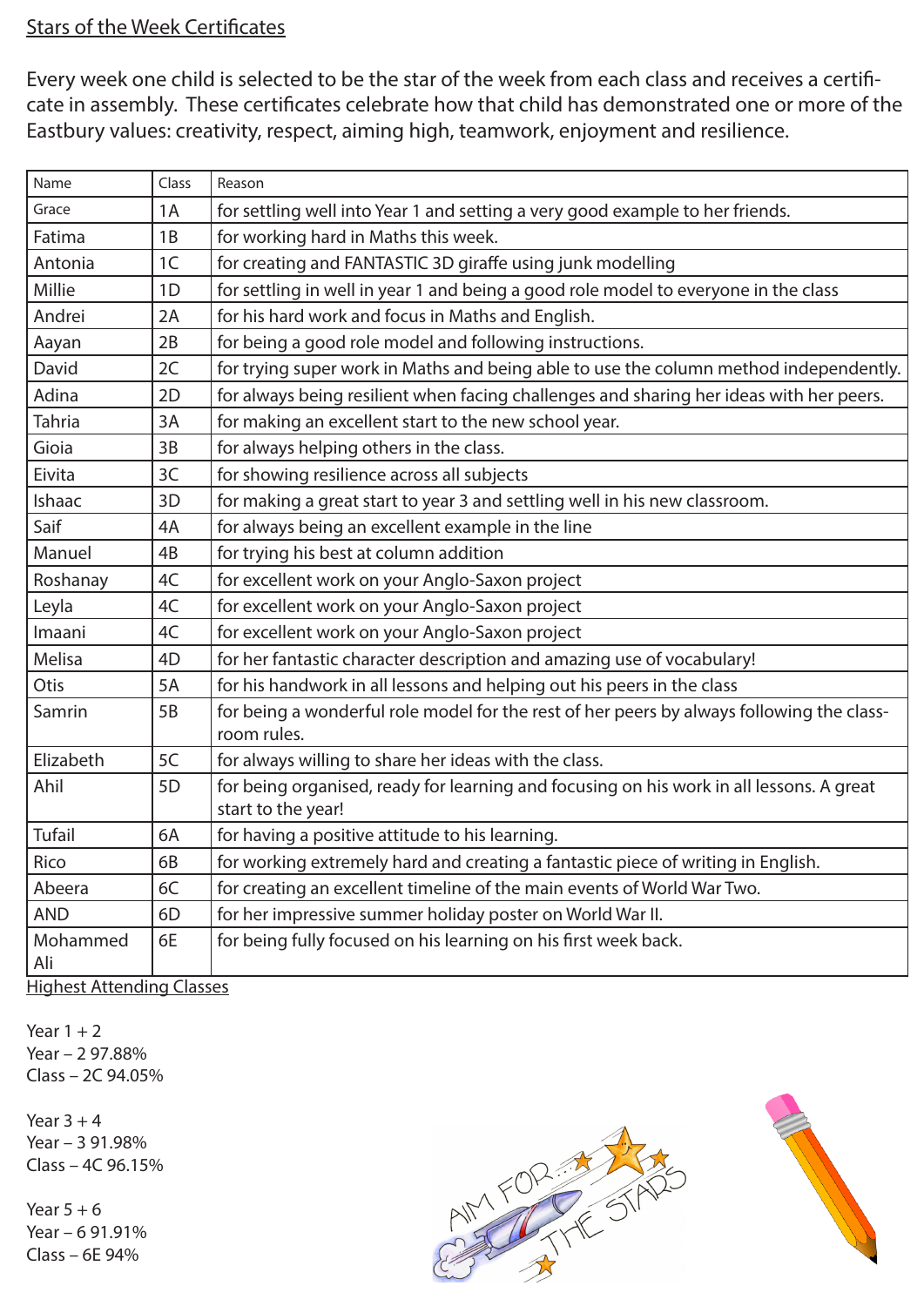## Stars of the Week Certificates

Every week one child is selected to be the star of the week from each class and receives a certificate in assembly. These certificates celebrate how that child has demonstrated one or more of the Eastbury values: creativity, respect, aiming high, teamwork, enjoyment and resilience.

| Name | Class | Reason |
|---|---|---|
| Grace | 1A | for settling well into Year 1 and setting a very good example to her friends. |
| Fatima | 1B | for working hard in Maths this week. |
| Antonia | 1C | for creating and FANTASTIC 3D giraffe using junk modelling |
| Millie | 1D | for settling in well in year 1 and being a good role model to everyone in the class |
| Andrei | 2A | for his hard work and focus in Maths and English. |
| Aayan | 2B | for being a good role model and following instructions. |
| David | 2C | for trying super work in Maths and being able to use the column method independently. |
| Adina | 2D | for always being resilient when facing challenges and sharing her ideas with her peers. |
| Tahria | 3A | for making an excellent start to the new school year. |
| Gioia | 3B | for always helping others in the class. |
| Eivita | 3C | for showing resilience across all subjects |
| Ishaac | 3D | for making a great start to year 3 and settling well in his new classroom. |
| Saif | 4A | for always being an excellent example in the line |
| Manuel | 4B | for trying his best at column addition |
| Roshanay | 4C | for excellent work on your Anglo-Saxon project |
| Leyla | 4C | for excellent work on your Anglo-Saxon project |
| Imaani | 4C | for excellent work on your Anglo-Saxon project |
| Melisa | 4D | for her fantastic character description and amazing use of vocabulary! |
| Otis | 5A | for his handwork in all lessons and helping out his peers in the class |
| Samrin | 5B | for being a wonderful role model for the rest of her peers by always following the classroom rules. |
| Elizabeth | 5C | for always willing to share her ideas with the class. |
| Ahil | 5D | for being organised, ready for learning and focusing on his work in all lessons. A great start to the year! |
| Tufail | 6A | for having a positive attitude to his learning. |
| Rico | 6B | for working extremely hard and creating a fantastic piece of writing in English. |
| Abeera | 6C | for creating an excellent timeline of the main events of World War Two. |
| AND | 6D | for her impressive summer holiday poster on World War II. |
| Mohammed Ali | 6E | for being fully focused on his learning on his first week back. |

## Highest Attending Classes

Year 1 + 2
Year – 2 97.88%
Class – 2C 94.05%

Year 3 + 4
Year – 3 91.98%
Class – 4C 96.15%

Year 5 + 6
Year – 6 91.91%
Class – 6E 94%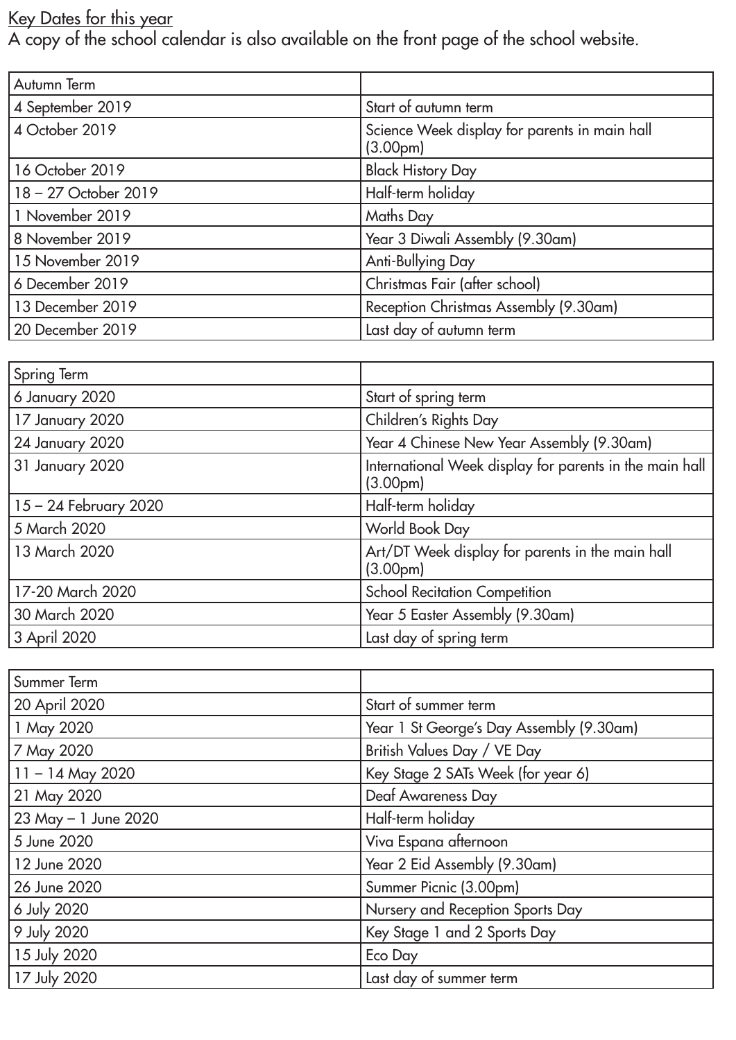Key Dates for this year

A copy of the school calendar is also available on the front page of the school website.

| Autumn Term | |
|---|---|
| 4 September 2019 | Start of autumn term |
| 4 October 2019 | Science Week display for parents in main hall (3.00pm) |
| 16 October 2019 | Black History Day |
| 18 – 27 October 2019 | Half-term holiday |
| 1 November 2019 | Maths Day |
| 8 November 2019 | Year 3 Diwali Assembly (9.30am) |
| 15 November 2019 | Anti-Bullying Day |
| 6 December 2019 | Christmas Fair (after school) |
| 13 December 2019 | Reception Christmas Assembly (9.30am) |
| 20 December 2019 | Last day of autumn term |

| Spring Term | |
|---|---|
| 6 January 2020 | Start of spring term |
| 17 January 2020 | Children's Rights Day |
| 24 January 2020 | Year 4 Chinese New Year Assembly (9.30am) |
| 31 January 2020 | International Week display for parents in the main hall (3.00pm) |
| 15 – 24 February 2020 | Half-term holiday |
| 5 March 2020 | World Book Day |
| 13 March 2020 | Art/DT Week display for parents in the main hall (3.00pm) |
| 17-20 March 2020 | School Recitation Competition |
| 30 March 2020 | Year 5 Easter Assembly (9.30am) |
| 3 April 2020 | Last day of spring term |

| Summer Term | |
|---|---|
| 20 April 2020 | Start of summer term |
| 1 May 2020 | Year 1 St George's Day Assembly (9.30am) |
| 7 May 2020 | British Values Day / VE Day |
| 11 – 14 May 2020 | Key Stage 2 SATs Week (for year 6) |
| 21 May 2020 | Deaf Awareness Day |
| 23 May – 1 June 2020 | Half-term holiday |
| 5 June 2020 | Viva Espana afternoon |
| 12 June 2020 | Year 2 Eid Assembly (9.30am) |
| 26 June 2020 | Summer Picnic (3.00pm) |
| 6 July 2020 | Nursery and Reception Sports Day |
| 9 July 2020 | Key Stage 1 and 2 Sports Day |
| 15 July 2020 | Eco Day |
| 17 July 2020 | Last day of summer term |